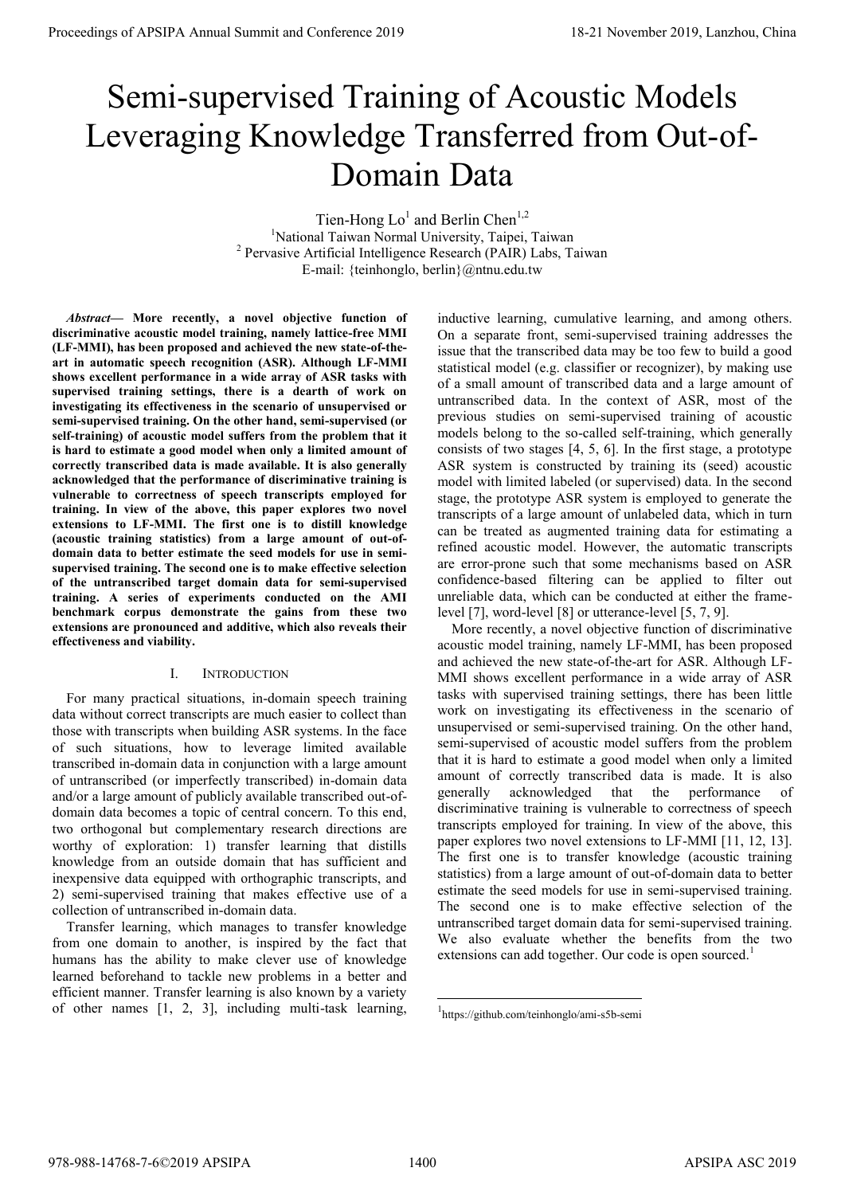# Semi-supervised Training of Acoustic Models Leveraging Knowledge Transferred from Out-of-Domain Data

Tien-Hong Lo[1] and Berlin Chen[1,2]

[1]National Taiwan Normal University, Taipei, Taiwan

[2] Pervasive Artificial Intelligence Research (PAIR) Labs, Taiwan

E-mail: {teinhonglo, berlin}@ntnu.edu.tw

***Abstract*— More recently, a novel objective function of discriminative acoustic model training, namely lattice-free MMI (LF-MMI), has been proposed and achieved the new state-of-the-art in automatic speech recognition (ASR). Although LF-MMI shows excellent performance in a wide array of ASR tasks with supervised training settings, there is a dearth of work on investigating its effectiveness in the scenario of unsupervised or semi-supervised training. On the other hand, semi-supervised (or self-training) of acoustic model suffers from the problem that it is hard to estimate a good model when only a limited amount of correctly transcribed data is made available. It is also generally acknowledged that the performance of discriminative training is vulnerable to correctness of speech transcripts employed for training. In view of the above, this paper explores two novel extensions to LF-MMI. The first one is to distill knowledge (acoustic training statistics) from a large amount of out-of-domain data to better estimate the seed models for use in semi-supervised training. The second one is to make effective selection of the untranscribed target domain data for semi-supervised training. A series of experiments conducted on the AMI benchmark corpus demonstrate the gains from these two extensions are pronounced and additive, which also reveals their effectiveness and viability.**

## I. Introduction

For many practical situations, in-domain speech training data without correct transcripts are much easier to collect than those with transcripts when building ASR systems. In the face of such situations, how to leverage limited available transcribed in-domain data in conjunction with a large amount of untranscribed (or imperfectly transcribed) in-domain data and/or a large amount of publicly available transcribed out-of-domain data becomes a topic of central concern. To this end, two orthogonal but complementary research directions are worthy of exploration: 1) transfer learning that distills knowledge from an outside domain that has sufficient and inexpensive data equipped with orthographic transcripts, and 2) semi-supervised training that makes effective use of a collection of untranscribed in-domain data.

Transfer learning, which manages to transfer knowledge from one domain to another, is inspired by the fact that humans has the ability to make clever use of knowledge learned beforehand to tackle new problems in a better and efficient manner. Transfer learning is also known by a variety of other names [1, 2, 3], including multi-task learning, inductive learning, cumulative learning, and among others. On a separate front, semi-supervised training addresses the issue that the transcribed data may be too few to build a good statistical model (e.g. classifier or recognizer), by making use of a small amount of transcribed data and a large amount of untranscribed data. In the context of ASR, most of the previous studies on semi-supervised training of acoustic models belong to the so-called self-training, which generally consists of two stages [4, 5, 6]. In the first stage, a prototype ASR system is constructed by training its (seed) acoustic model with limited labeled (or supervised) data. In the second stage, the prototype ASR system is employed to generate the transcripts of a large amount of unlabeled data, which in turn can be treated as augmented training data for estimating a refined acoustic model. However, the automatic transcripts are error-prone such that some mechanisms based on ASR confidence-based filtering can be applied to filter out unreliable data, which can be conducted at either the frame-level [7], word-level [8] or utterance-level [5, 7, 9].

More recently, a novel objective function of discriminative acoustic model training, namely LF-MMI, has been proposed and achieved the new state-of-the-art for ASR. Although LF-MMI shows excellent performance in a wide array of ASR tasks with supervised training settings, there has been little work on investigating its effectiveness in the scenario of unsupervised or semi-supervised training. On the other hand, semi-supervised of acoustic model suffers from the problem that it is hard to estimate a good model when only a limited amount of correctly transcribed data is made. It is also generally acknowledged that the performance of discriminative training is vulnerable to correctness of speech transcripts employed for training. In view of the above, this paper explores two novel extensions to LF-MMI [11, 12, 13]. The first one is to transfer knowledge (acoustic training statistics) from a large amount of out-of-domain data to better estimate the seed models for use in semi-supervised training. The second one is to make effective selection of the untranscribed target domain data for semi-supervised training. We also evaluate whether the benefits from the two extensions can add together. Our code is open sourced.[1]

[1]https://github.com/teinhonglo/ami-s5b-semi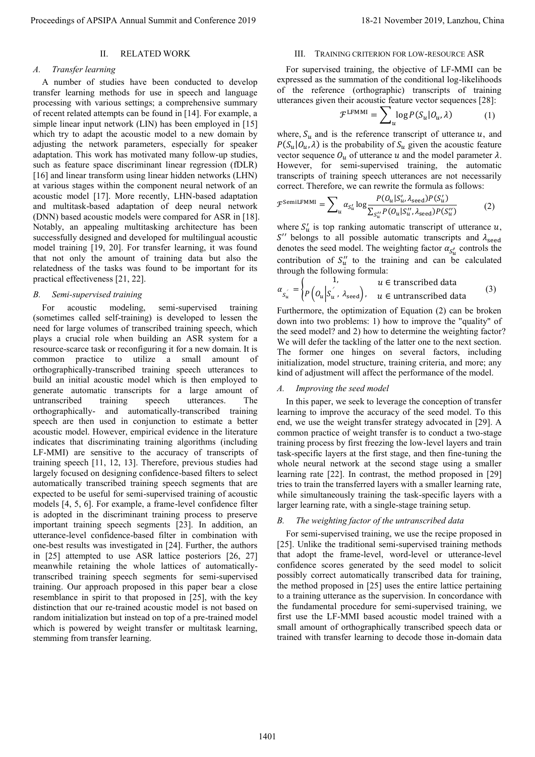## II. RELATED WORK

### *A. Transfer learning*

A number of studies have been conducted to develop transfer learning methods for use in speech and language processing with various settings; a comprehensive summary of recent related attempts can be found in [14]. For example, a simple linear input network (LIN) has been employed in [15] which try to adapt the acoustic model to a new domain by adjusting the network parameters, especially for speaker adaptation. This work has motivated many follow-up studies, such as feature space discriminant linear regression (fDLR) [16] and linear transform using linear hidden networks (LHN) at various stages within the component neural network of an acoustic model [17]. More recently, LHN-based adaptation and multitask-based adaptation of deep neural network (DNN) based acoustic models were compared for ASR in [18]. Notably, an appealing multitasking architecture has been successfully designed and developed for multilingual acoustic model training [19, 20]. For transfer learning, it was found that not only the amount of training data but also the relatedness of the tasks was found to be important for its practical effectiveness [21, 22].

### *B. Semi-supervised training*

For acoustic modeling, semi-supervised training (sometimes called self-training) is developed to lessen the need for large volumes of transcribed training speech, which plays a crucial role when building an ASR system for a resource-scarce task or reconfiguring it for a new domain. It is common practice to utilize a small amount of orthographically-transcribed training speech utterances to build an initial acoustic model which is then employed to generate automatic transcripts for a large amount of untranscribed training speech utterances. The orthographically- and automatically-transcribed training speech are then used in conjunction to estimate a better acoustic model. However, empirical evidence in the literature indicates that discriminating training algorithms (including LF-MMI) are sensitive to the accuracy of transcripts of training speech [11, 12, 13]. Therefore, previous studies had largely focused on designing confidence-based filters to select automatically transcribed training speech segments that are expected to be useful for semi-supervised training of acoustic models [4, 5, 6]. For example, a frame-level confidence filter is adopted in the discriminant training process to preserve important training speech segments [23]. In addition, an utterance-level confidence-based filter in combination with one-best results was investigated in [24]. Further, the authors in [25] attempted to use ASR lattice posteriors [26, 27] meanwhile retaining the whole lattices of automatically-transcribed training speech segments for semi-supervised training. Our approach proposed in this paper bear a close resemblance in spirit to that proposed in [25], with the key distinction that our re-trained acoustic model is not based on random initialization but instead on top of a pre-trained model which is powered by weight transfer or multitask learning, stemming from transfer learning.

## III. TRAINING CRITERION FOR LOW-RESOURCE ASR

For supervised training, the objective of LF-MMI can be expressed as the summation of the conditional log-likelihoods of the reference (orthographic) transcripts of training utterances given their acoustic feature vector sequences [28]:

$$\mathcal{F}^{\text{LFMMI}} = \sum_{u} \log P(S_u | O_u, \lambda) \qquad (1)$$

where, $S_u$ and is the reference transcript of utterance $u$, and $P(S_u|O_u, \lambda)$ is the probability of $S_u$ given the acoustic feature vector sequence $O_u$ of utterance $u$ and the model parameter $\lambda$. However, for semi-supervised training, the automatic transcripts of training speech utterances are not necessarily correct. Therefore, we can rewrite the formula as follows:

$$\mathcal{F}^{\text{SemiLFMMI}} = \sum_{u} \alpha_{S'_u} \log \frac{P(O_u|S'_u, \lambda_{\text{seed}})P(S'_u)}{\sum_{S''_u} P(O_u|S''_u, \lambda_{\text{seed}})P(S''_u)} \qquad (2)$$

where $S'_u$ is top ranking automatic transcript of utterance $u$, $S''$ belongs to all possible automatic transcripts and $\lambda_{\text{seed}}$ denotes the seed model. The weighting factor $\alpha_{S'_u}$ controls the contribution of $S''_u$ to the training and can be calculated through the following formula:

$$\alpha_{S'_u} = \begin{cases} 1, & u \in \text{transcribed data} \\ P\left(O_u \middle| S'_u, \lambda_{\text{seed}}\right), & u \in \text{untranscribed data} \end{cases} \qquad (3)$$

Furthermore, the optimization of Equation (2) can be broken down into two problems: 1) how to improve the "quality" of the seed model? and 2) how to determine the weighting factor? We will defer the tackling of the latter one to the next section. The former one hinges on several factors, including initialization, model structure, training criteria, and more; any kind of adjustment will affect the performance of the model.

### *A. Improving the seed model*

In this paper, we seek to leverage the conception of transfer learning to improve the accuracy of the seed model. To this end, we use the weight transfer strategy advocated in [29]. A common practice of weight transfer is to conduct a two-stage training process by first freezing the low-level layers and train task-specific layers at the first stage, and then fine-tuning the whole neural network at the second stage using a smaller learning rate [22]. In contrast, the method proposed in [29] tries to train the transferred layers with a smaller learning rate, while simultaneously training the task-specific layers with a larger learning rate, with a single-stage training setup.

### *B. The weighting factor of the untranscribed data*

For semi-supervised training, we use the recipe proposed in [25]. Unlike the traditional semi-supervised training methods that adopt the frame-level, word-level or utterance-level confidence scores generated by the seed model to solicit possibly correct automatically transcribed data for training, the method proposed in [25] uses the entire lattice pertaining to a training utterance as the supervision. In concordance with the fundamental procedure for semi-supervised training, we first use the LF-MMI based acoustic model trained with a small amount of orthographically transcribed speech data or trained with transfer learning to decode those in-domain data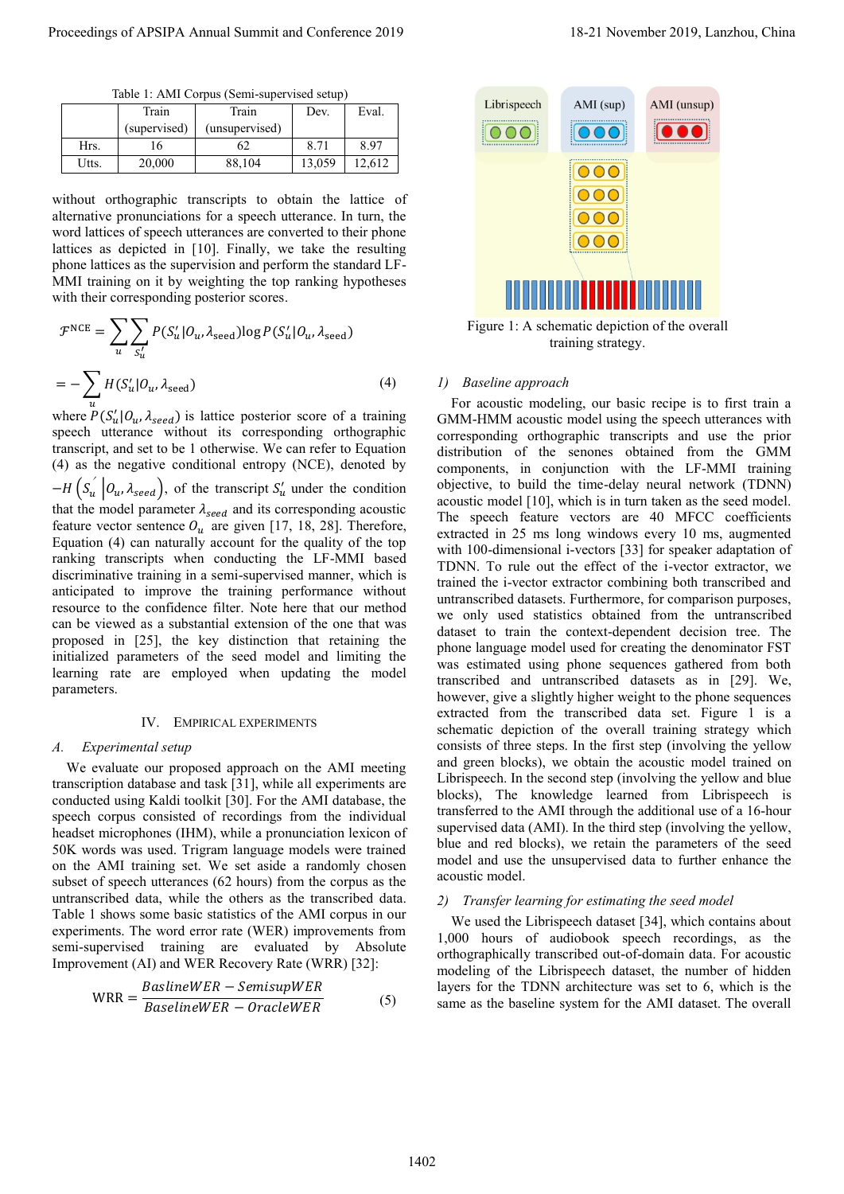Table 1: AMI Corpus (Semi-supervised setup)

| | Train (supervised) | Train (unsupervised) | Dev. | Eval. |
|---|---|---|---|---|
| Hrs. | 16 | 62 | 8.71 | 8.97 |
| Utts. | 20,000 | 88,104 | 13,059 | 12,612 |

without orthographic transcripts to obtain the lattice of alternative pronunciations for a speech utterance. In turn, the word lattices of speech utterances are converted to their phone lattices as depicted in [10]. Finally, we take the resulting phone lattices as the supervision and perform the standard LF-MMI training on it by weighting the top ranking hypotheses with their corresponding posterior scores.

$$\mathcal{F}^{\text{NCE}} = \sum_{u}\sum_{S_u'} P(S_u'|O_u, \lambda_{\text{seed}}) \log P(S_u'|O_u, \lambda_{\text{seed}})$$

$$= -\sum_{u} H(S_u'|O_u, \lambda_{\text{seed}}) \quad (4)$$

where $P(S_u'|O_u, \lambda_{seed})$ is lattice posterior score of a training speech utterance without its corresponding orthographic transcript, and set to be 1 otherwise. We can refer to Equation (4) as the negative conditional entropy (NCE), denoted by $-H\left(S_u^{'}\middle|O_u, \lambda_{seed}\right)$, of the transcript $S_u'$ under the condition that the model parameter $\lambda_{seed}$ and its corresponding acoustic feature vector sentence $O_u$ are given [17, 18, 28]. Therefore, Equation (4) can naturally account for the quality of the top ranking transcripts when conducting the LF-MMI based discriminative training in a semi-supervised manner, which is anticipated to improve the training performance without resource to the confidence filter. Note here that our method can be viewed as a substantial extension of the one that was proposed in [25], the key distinction that retaining the initialized parameters of the seed model and limiting the learning rate are employed when updating the model parameters.

## IV. Empirical Experiments

### A. Experimental setup

We evaluate our proposed approach on the AMI meeting transcription database and task [31], while all experiments are conducted using Kaldi toolkit [30]. For the AMI database, the speech corpus consisted of recordings from the individual headset microphones (IHM), while a pronunciation lexicon of 50K words was used. Trigram language models were trained on the AMI training set. We set aside a randomly chosen subset of speech utterances (62 hours) from the corpus as the untranscribed data, while the others as the transcribed data. Table 1 shows some basic statistics of the AMI corpus in our experiments. The word error rate (WER) improvements from semi-supervised training are evaluated by Absolute Improvement (AI) and WER Recovery Rate (WRR) [32]:

$$\text{WRR} = \frac{BaslineWER - SemisupWER}{BaselineWER - OracleWER} \quad (5)$$

Figure 1: A schematic depiction of the overall training strategy.

#### 1) Baseline approach

For acoustic modeling, our basic recipe is to first train a GMM-HMM acoustic model using the speech utterances with corresponding orthographic transcripts and use the prior distribution of the senones obtained from the GMM components, in conjunction with the LF-MMI training objective, to build the time-delay neural network (TDNN) acoustic model [10], which is in turn taken as the seed model. The speech feature vectors are 40 MFCC coefficients extracted in 25 ms long windows every 10 ms, augmented with 100-dimensional i-vectors [33] for speaker adaptation of TDNN. To rule out the effect of the i-vector extractor, we trained the i-vector extractor combining both transcribed and untranscribed datasets. Furthermore, for comparison purposes, we only used statistics obtained from the untranscribed dataset to train the context-dependent decision tree. The phone language model used for creating the denominator FST was estimated using phone sequences gathered from both transcribed and untranscribed datasets as in [29]. We, however, give a slightly higher weight to the phone sequences extracted from the transcribed data set. Figure 1 is a schematic depiction of the overall training strategy which consists of three steps. In the first step (involving the yellow and green blocks), we obtain the acoustic model trained on Librispeech. In the second step (involving the yellow and blue blocks), The knowledge learned from Librispeech is transferred to the AMI through the additional use of a 16-hour supervised data (AMI). In the third step (involving the yellow, blue and red blocks), we retain the parameters of the seed model and use the unsupervised data to further enhance the acoustic model.

#### 2) Transfer learning for estimating the seed model

We used the Librispeech dataset [34], which contains about 1,000 hours of audiobook speech recordings, as the orthographically transcribed out-of-domain data. For acoustic modeling of the Librispeech dataset, the number of hidden layers for the TDNN architecture was set to 6, which is the same as the baseline system for the AMI dataset. The overall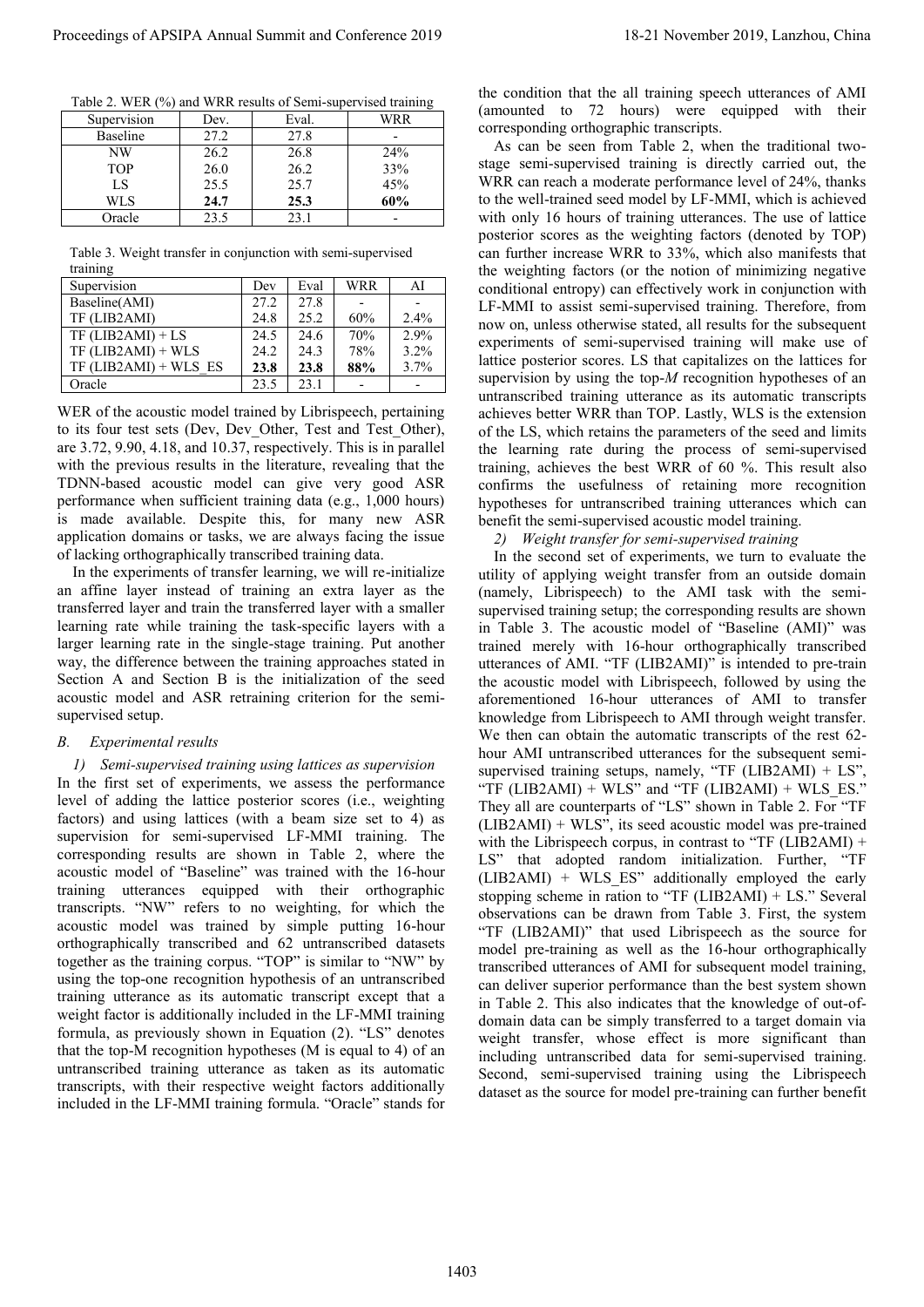Table 2. WER (%) and WRR results of Semi-supervised training

| Supervision | Dev. | Eval. | WRR |
|---|---|---|---|
| Baseline | 27.2 | 27.8 | - |
| NW | 26.2 | 26.8 | 24% |
| TOP | 26.0 | 26.2 | 33% |
| LS | 25.5 | 25.7 | 45% |
| WLS | **24.7** | **25.3** | **60%** |
| Oracle | 23.5 | 23.1 | - |

Table 3. Weight transfer in conjunction with semi-supervised training

| Supervision | Dev | Eval | WRR | AI |
|---|---|---|---|---|
| Baseline(AMI) | 27.2 | 27.8 | - | - |
| TF (LIB2AMI) | 24.8 | 25.2 | 60% | 2.4% |
| TF (LIB2AMI) + LS | 24.5 | 24.6 | 70% | 2.9% |
| TF (LIB2AMI) + WLS | 24.2 | 24.3 | 78% | 3.2% |
| TF (LIB2AMI) + WLS_ES | **23.8** | **23.8** | **88%** | 3.7% |
| Oracle | 23.5 | 23.1 | - | - |

WER of the acoustic model trained by Librispeech, pertaining to its four test sets (Dev, Dev_Other, Test and Test_Other), are 3.72, 9.90, 4.18, and 10.37, respectively. This is in parallel with the previous results in the literature, revealing that the TDNN-based acoustic model can give very good ASR performance when sufficient training data (e.g., 1,000 hours) is made available. Despite this, for many new ASR application domains or tasks, we are always facing the issue of lacking orthographically transcribed training data.

In the experiments of transfer learning, we will re-initialize an affine layer instead of training an extra layer as the transferred layer and train the transferred layer with a smaller learning rate while training the task-specific layers with a larger learning rate in the single-stage training. Put another way, the difference between the training approaches stated in Section A and Section B is the initialization of the seed acoustic model and ASR retraining criterion for the semi-supervised setup.

### *B. Experimental results*

*1) Semi-supervised training using lattices as supervision*

In the first set of experiments, we assess the performance level of adding the lattice posterior scores (i.e., weighting factors) and using lattices (with a beam size set to 4) as supervision for semi-supervised LF-MMI training. The corresponding results are shown in Table 2, where the acoustic model of "Baseline" was trained with the 16-hour training utterances equipped with their orthographic transcripts. "NW" refers to no weighting, for which the acoustic model was trained by simple putting 16-hour orthographically transcribed and 62 untranscribed datasets together as the training corpus. "TOP" is similar to "NW" by using the top-one recognition hypothesis of an untranscribed training utterance as its automatic transcript except that a weight factor is additionally included in the LF-MMI training formula, as previously shown in Equation (2). "LS" denotes that the top-M recognition hypotheses (M is equal to 4) of an untranscribed training utterance as taken as its automatic transcripts, with their respective weight factors additionally included in the LF-MMI training formula. "Oracle" stands for the condition that the all training speech utterances of AMI (amounted to 72 hours) were equipped with their corresponding orthographic transcripts.

As can be seen from Table 2, when the traditional two-stage semi-supervised training is directly carried out, the WRR can reach a moderate performance level of 24%, thanks to the well-trained seed model by LF-MMI, which is achieved with only 16 hours of training utterances. The use of lattice posterior scores as the weighting factors (denoted by TOP) can further increase WRR to 33%, which also manifests that the weighting factors (or the notion of minimizing negative conditional entropy) can effectively work in conjunction with LF-MMI to assist semi-supervised training. Therefore, from now on, unless otherwise stated, all results for the subsequent experiments of semi-supervised training will make use of lattice posterior scores. LS that capitalizes on the lattices for supervision by using the top-*M* recognition hypotheses of an untranscribed training utterance as its automatic transcripts achieves better WRR than TOP. Lastly, WLS is the extension of the LS, which retains the parameters of the seed and limits the learning rate during the process of semi-supervised training, achieves the best WRR of 60 %. This result also confirms the usefulness of retaining more recognition hypotheses for untranscribed training utterances which can benefit the semi-supervised acoustic model training.

*2) Weight transfer for semi-supervised training*

In the second set of experiments, we turn to evaluate the utility of applying weight transfer from an outside domain (namely, Librispeech) to the AMI task with the semi-supervised training setup; the corresponding results are shown in Table 3. The acoustic model of "Baseline (AMI)" was trained merely with 16-hour orthographically transcribed utterances of AMI. "TF (LIB2AMI)" is intended to pre-train the acoustic model with Librispeech, followed by using the aforementioned 16-hour utterances of AMI to transfer knowledge from Librispeech to AMI through weight transfer. We then can obtain the automatic transcripts of the rest 62-hour AMI untranscribed utterances for the subsequent semi-supervised training setups, namely, "TF (LIB2AMI) + LS", "TF (LIB2AMI) + WLS" and "TF (LIB2AMI) + WLS_ES." They all are counterparts of "LS" shown in Table 2. For "TF (LIB2AMI) + WLS", its seed acoustic model was pre-trained with the Librispeech corpus, in contrast to "TF (LIB2AMI) + LS" that adopted random initialization. Further, "TF (LIB2AMI) + WLS_ES" additionally employed the early stopping scheme in ration to "TF (LIB2AMI) + LS." Several observations can be drawn from Table 3. First, the system "TF (LIB2AMI)" that used Librispeech as the source for model pre-training as well as the 16-hour orthographically transcribed utterances of AMI for subsequent model training, can deliver superior performance than the best system shown in Table 2. This also indicates that the knowledge of out-of-domain data can be simply transferred to a target domain via weight transfer, whose effect is more significant than including untranscribed data for semi-supervised training. Second, semi-supervised training using the Librispeech dataset as the source for model pre-training can further benefit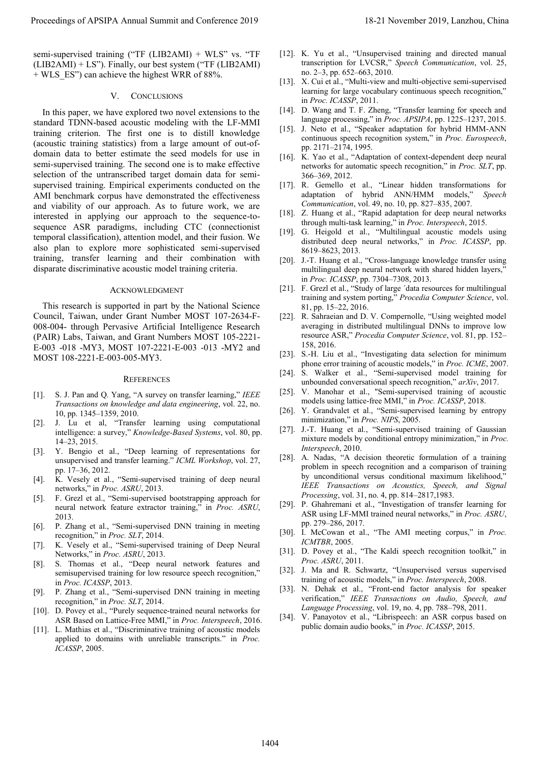semi-supervised training ("TF (LIB2AMI) + WLS" vs. "TF (LIB2AMI) + LS"). Finally, our best system ("TF (LIB2AMI) + WLS_ES") can achieve the highest WRR of 88%.

## V. CONCLUSIONS

In this paper, we have explored two novel extensions to the standard TDNN-based acoustic modeling with the LF-MMI training criterion. The first one is to distill knowledge (acoustic training statistics) from a large amount of out-of-domain data to better estimate the seed models for use in semi-supervised training. The second one is to make effective selection of the untranscribed target domain data for semi-supervised training. Empirical experiments conducted on the AMI benchmark corpus have demonstrated the effectiveness and viability of our approach. As to future work, we are interested in applying our approach to the sequence-to-sequence ASR paradigms, including CTC (connectionist temporal classification), attention model, and their fusion. We also plan to explore more sophisticated semi-supervised training, transfer learning and their combination with disparate discriminative acoustic model training criteria.

## ACKNOWLEDGMENT

This research is supported in part by the National Science Council, Taiwan, under Grant Number MOST 107-2634-F-008-004- through Pervasive Artificial Intelligence Research (PAIR) Labs, Taiwan, and Grant Numbers MOST 105-2221-E-003 -018 -MY3, MOST 107-2221-E-003 -013 -MY2 and MOST 108-2221-E-003-005-MY3.

## REFERENCES

[1]. S. J. Pan and Q. Yang, "A survey on transfer learning," *IEEE Transactions on knowledge and data engineering*, vol. 22, no. 10, pp. 1345–1359, 2010.

[2]. J. Lu et al, "Transfer learning using computational intelligence: a survey," *Knowledge-Based Systems*, vol. 80, pp. 14–23, 2015.

[3]. Y. Bengio et al., "Deep learning of representations for unsupervised and transfer learning." *ICML Workshop*, vol. 27, pp. 17–36, 2012.

[4]. K. Vesely et al., "Semi-supervised training of deep neural networks," in *Proc. ASRU*, 2013.

[5]. F. Grezl et al., "Semi-supervised bootstrapping approach for neural network feature extractor training," in *Proc. ASRU*, 2013.

[6]. P. Zhang et al., "Semi-supervised DNN training in meeting recognition," in *Proc. SLT*, 2014.

[7]. K. Vesely et al., "Semi-supervised training of Deep Neural Networks," in *Proc. ASRU*, 2013.

[8]. S. Thomas et al., "Deep neural network features and semisupervised training for low resource speech recognition," in *Proc. ICASSP*, 2013.

[9]. P. Zhang et al., "Semi-supervised DNN training in meeting recognition," in *Proc. SLT*, 2014.

[10]. D. Povey et al., "Purely sequence-trained neural networks for ASR Based on Lattice-Free MMI," in *Proc. Interspeech*, 2016.

[11]. L. Mathias et al., "Discriminative training of acoustic models applied to domains with unreliable transcripts." in *Proc. ICASSP*, 2005.

[12]. K. Yu et al., "Unsupervised training and directed manual transcription for LVCSR," *Speech Communication*, vol. 25, no. 2–3, pp. 652–663, 2010.

[13]. X. Cui et al., "Multi-view and multi-objective semi-supervised learning for large vocabulary continuous speech recognition," in *Proc. ICASSP*, 2011.

[14]. D. Wang and T. F. Zheng, "Transfer learning for speech and language processing," in *Proc. APSIPA*, pp. 1225–1237, 2015.

[15]. J. Neto et al., "Speaker adaptation for hybrid HMM-ANN continuous speech recognition system," in *Proc. Eurospeech*, pp. 2171–2174, 1995.

[16]. K. Yao et al., "Adaptation of context-dependent deep neural networks for automatic speech recognition," in *Proc. SLT*, pp. 366–369, 2012.

[17]. R. Gemello et al., "Linear hidden transformations for adaptation of hybrid ANN/HMM models," *Speech Communication*, vol. 49, no. 10, pp. 827–835, 2007.

[18]. Z. Huang et al., "Rapid adaptation for deep neural networks through multi-task learning," in *Proc. Interspeech*, 2015.

[19]. G. Heigold et al., "Multilingual acoustic models using distributed deep neural networks," in *Proc. ICASSP*, pp. 8619–8623, 2013.

[20]. J.-T. Huang et al., "Cross-language knowledge transfer using multilingual deep neural network with shared hidden layers," in *Proc. ICASSP*, pp. 7304–7308, 2013.

[21]. F. Grezl et al., "Study of large ´data resources for multilingual training and system porting," *Procedia Computer Science*, vol. 81, pp. 15–22, 2016.

[22]. R. Sahraeian and D. V. Compernolle, "Using weighted model averaging in distributed multilingual DNNs to improve low resource ASR," *Procedia Computer Science*, vol. 81, pp. 152–158, 2016.

[23]. S.-H. Liu et al., "Investigating data selection for minimum phone error training of acoustic models," in *Proc. ICME*, 2007.

[24]. S. Walker et al., "Semi-supervised model training for unbounded conversational speech recognition," *arXiv*, 2017.

[25]. V. Manohar et al., "Semi-supervised training of acoustic models using lattice-free MMI," in *Proc. ICASSP*, 2018.

[26]. Y. Grandvalet et al., "Semi-supervised learning by entropy minimization," in *Proc. NIPS*, 2005.

[27]. J.-T. Huang et al., "Semi-supervised training of Gaussian mixture models by conditional entropy minimization," in *Proc. Interspeech*, 2010.

[28]. A. Nadas, "A decision theoretic formulation of a training problem in speech recognition and a comparison of training by unconditional versus conditional maximum likelihood," *IEEE Transactions on Acoustics, Speech, and Signal Processing*, vol. 31, no. 4, pp. 814–2817,1983.

[29]. P. Ghahremani et al., "Investigation of transfer learning for ASR using LF-MMI trained neural networks," in *Proc. ASRU*, pp. 279–286, 2017.

[30]. I. McCowan et al., "The AMI meeting corpus," in *Proc. ICMTBR*, 2005.

[31]. D. Povey et al., "The Kaldi speech recognition toolkit," in *Proc. ASRU*, 2011.

[32]. J. Ma and R. Schwartz, "Unsupervised versus supervised training of acoustic models," in *Proc. Interspeech*, 2008.

[33]. N. Dehak et al., "Front-end factor analysis for speaker verification," *IEEE Transactions on Audio, Speech, and Language Processing*, vol. 19, no. 4, pp. 788–798, 2011.

[34]. V. Panayotov et al., "Librispeech: an ASR corpus based on public domain audio books," in *Proc. ICASSP*, 2015.